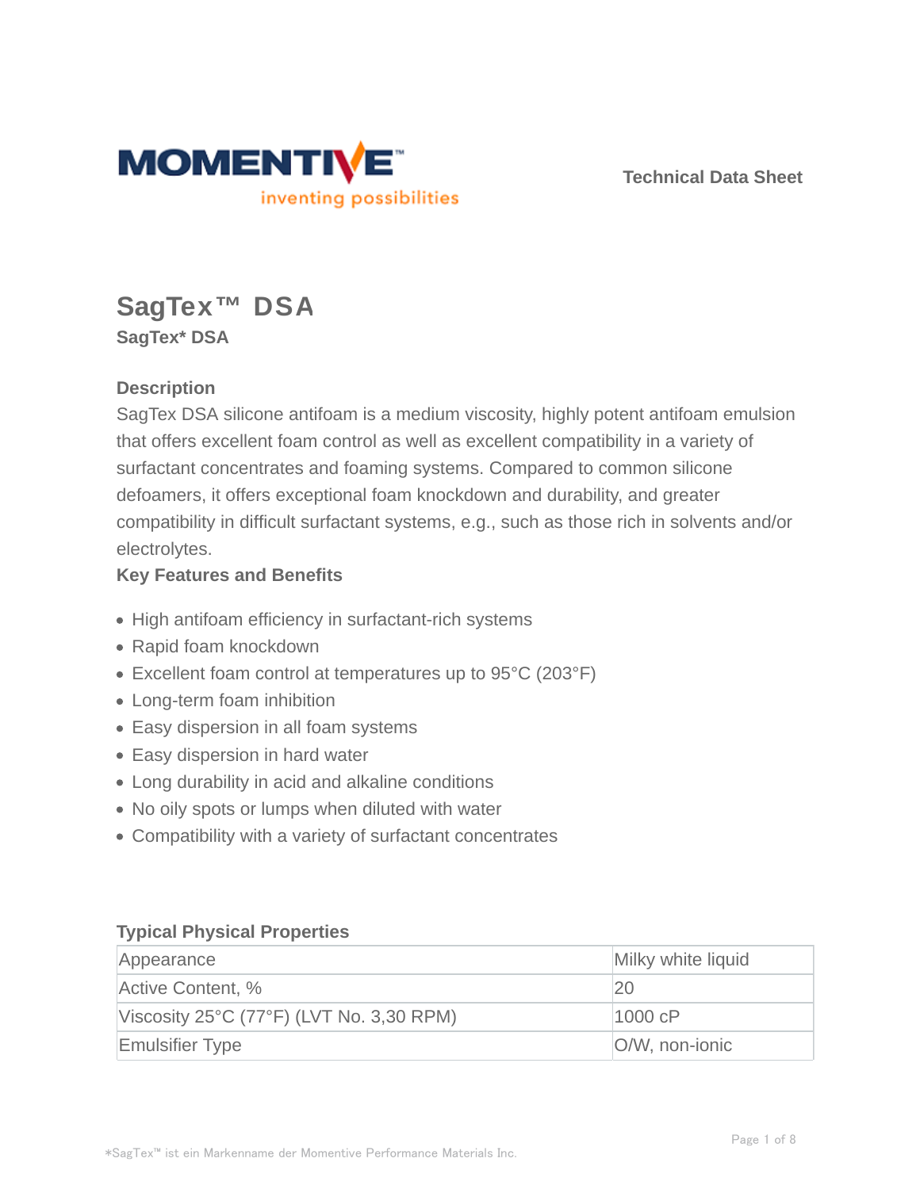MOMENTIVE™
inventing possibilities

Technical Data Sheet

# SagTex™ DSA

**SagTex* DSA**

## Description

SagTex DSA silicone antifoam is a medium viscosity, highly potent antifoam emulsion that offers excellent foam control as well as excellent compatibility in a variety of surfactant concentrates and foaming systems. Compared to common silicone defoamers, it offers exceptional foam knockdown and durability, and greater compatibility in difficult surfactant systems, e.g., such as those rich in solvents and/or electrolytes.

## Key Features and Benefits

- High antifoam efficiency in surfactant-rich systems
- Rapid foam knockdown
- Excellent foam control at temperatures up to 95°C (203°F)
- Long-term foam inhibition
- Easy dispersion in all foam systems
- Easy dispersion in hard water
- Long durability in acid and alkaline conditions
- No oily spots or lumps when diluted with water
- Compatibility with a variety of surfactant concentrates

## Typical Physical Properties

| Property | Value |
| --- | --- |
| Appearance | Milky white liquid |
| Active Content, % | 20 |
| Viscosity 25°C (77°F) (LVT No. 3,30 RPM) | 1000 cP |
| Emulsifier Type | O/W, non-ionic |

*SagTex™ ist ein Markenname der Momentive Performance Materials Inc.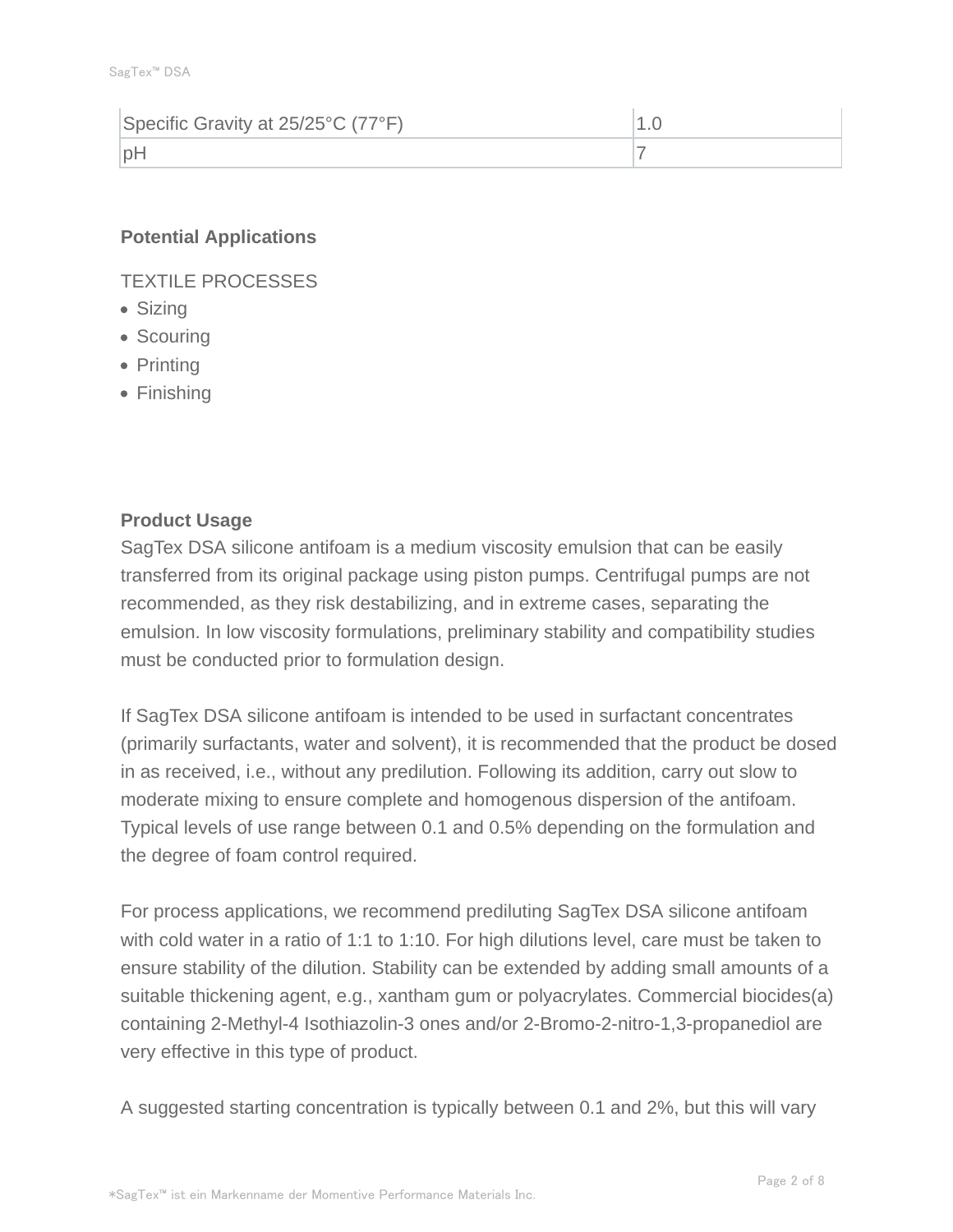| Specific Gravity at 25/25°C (77°F) | 1.0 |
| --- | --- |
| pH | 7 |

**Potential Applications**

TEXTILE PROCESSES

- Sizing
- Scouring
- Printing
- Finishing

**Product Usage**

SagTex DSA silicone antifoam is a medium viscosity emulsion that can be easily transferred from its original package using piston pumps. Centrifugal pumps are not recommended, as they risk destabilizing, and in extreme cases, separating the emulsion. In low viscosity formulations, preliminary stability and compatibility studies must be conducted prior to formulation design.

If SagTex DSA silicone antifoam is intended to be used in surfactant concentrates (primarily surfactants, water and solvent), it is recommended that the product be dosed in as received, i.e., without any predilution. Following its addition, carry out slow to moderate mixing to ensure complete and homogenous dispersion of the antifoam. Typical levels of use range between 0.1 and 0.5% depending on the formulation and the degree of foam control required.

For process applications, we recommend prediluting SagTex DSA silicone antifoam with cold water in a ratio of 1:1 to 1:10. For high dilutions level, care must be taken to ensure stability of the dilution. Stability can be extended by adding small amounts of a suitable thickening agent, e.g., xantham gum or polyacrylates. Commercial biocides(a) containing 2-Methyl-4 Isothiazolin-3 ones and/or 2-Bromo-2-nitro-1,3-propanediol are very effective in this type of product.

A suggested starting concentration is typically between 0.1 and 2%, but this will vary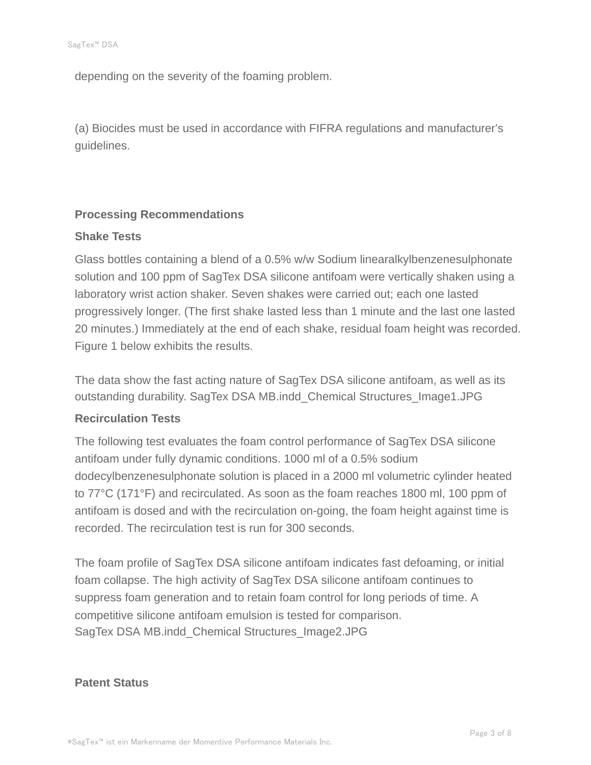depending on the severity of the foaming problem.

(a) Biocides must be used in accordance with FIFRA regulations and manufacturer's guidelines.

## Processing Recommendations

### Shake Tests

Glass bottles containing a blend of a 0.5% w/w Sodium linearalkylbenzenesulphonate solution and 100 ppm of SagTex DSA silicone antifoam were vertically shaken using a laboratory wrist action shaker. Seven shakes were carried out; each one lasted progressively longer. (The first shake lasted less than 1 minute and the last one lasted 20 minutes.) Immediately at the end of each shake, residual foam height was recorded. Figure 1 below exhibits the results.

The data show the fast acting nature of SagTex DSA silicone antifoam, as well as its outstanding durability. SagTex DSA MB.indd_Chemical Structures_Image1.JPG

### Recirculation Tests

The following test evaluates the foam control performance of SagTex DSA silicone antifoam under fully dynamic conditions. 1000 ml of a 0.5% sodium dodecylbenzenesulphonate solution is placed in a 2000 ml volumetric cylinder heated to 77°C (171°F) and recirculated. As soon as the foam reaches 1800 ml, 100 ppm of antifoam is dosed and with the recirculation on-going, the foam height against time is recorded. The recirculation test is run for 300 seconds.

The foam profile of SagTex DSA silicone antifoam indicates fast defoaming, or initial foam collapse. The high activity of SagTex DSA silicone antifoam continues to suppress foam generation and to retain foam control for long periods of time. A competitive silicone antifoam emulsion is tested for comparison.
SagTex DSA MB.indd_Chemical Structures_Image2.JPG

## Patent Status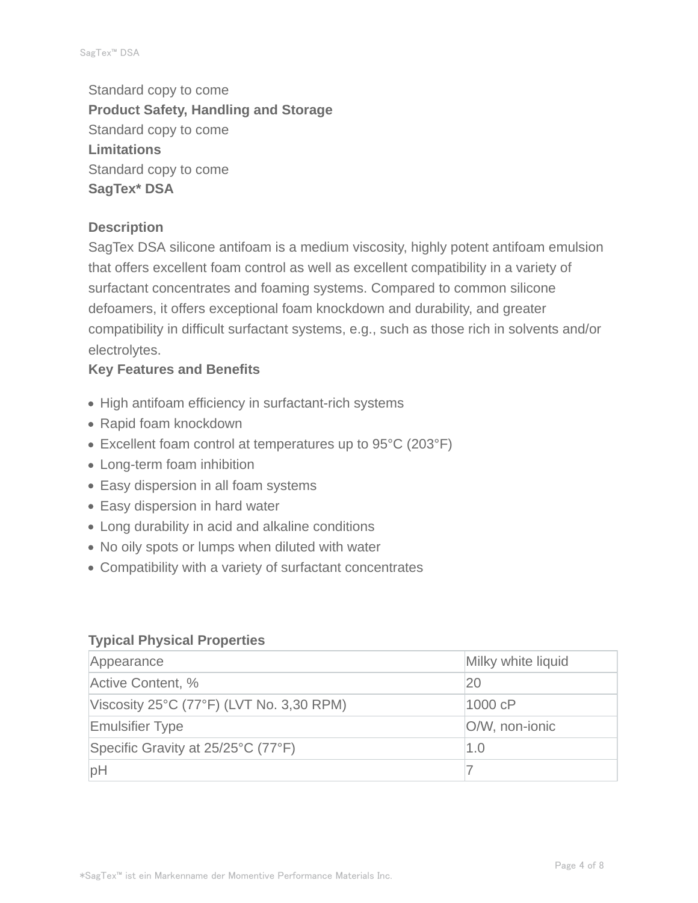Standard copy to come

**Product Safety, Handling and Storage**

Standard copy to come

**Limitations**

Standard copy to come

**SagTex* DSA**

**Description**

SagTex DSA silicone antifoam is a medium viscosity, highly potent antifoam emulsion that offers excellent foam control as well as excellent compatibility in a variety of surfactant concentrates and foaming systems. Compared to common silicone defoamers, it offers exceptional foam knockdown and durability, and greater compatibility in difficult surfactant systems, e.g., such as those rich in solvents and/or electrolytes.

**Key Features and Benefits**

- High antifoam efficiency in surfactant-rich systems
- Rapid foam knockdown
- Excellent foam control at temperatures up to 95°C (203°F)
- Long-term foam inhibition
- Easy dispersion in all foam systems
- Easy dispersion in hard water
- Long durability in acid and alkaline conditions
- No oily spots or lumps when diluted with water
- Compatibility with a variety of surfactant concentrates

**Typical Physical Properties**

| Appearance | Milky white liquid |
|---|---|
| Active Content, % | 20 |
| Viscosity 25°C (77°F) (LVT No. 3,30 RPM) | 1000 cP |
| Emulsifier Type | O/W, non-ionic |
| Specific Gravity at 25/25°C (77°F) | 1.0 |
| pH | 7 |

*SagTex™ ist ein Markenname der Momentive Performance Materials Inc.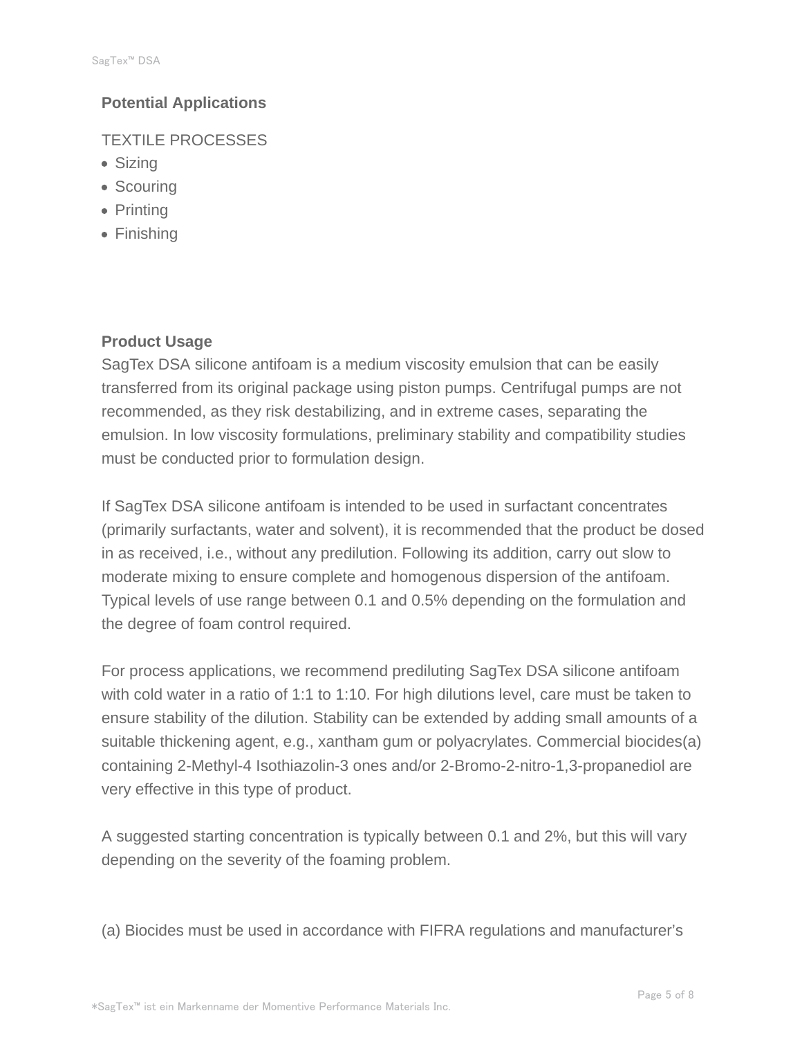## Potential Applications

TEXTILE PROCESSES

- Sizing
- Scouring
- Printing
- Finishing

## Product Usage

SagTex DSA silicone antifoam is a medium viscosity emulsion that can be easily transferred from its original package using piston pumps. Centrifugal pumps are not recommended, as they risk destabilizing, and in extreme cases, separating the emulsion. In low viscosity formulations, preliminary stability and compatibility studies must be conducted prior to formulation design.

If SagTex DSA silicone antifoam is intended to be used in surfactant concentrates (primarily surfactants, water and solvent), it is recommended that the product be dosed in as received, i.e., without any predilution. Following its addition, carry out slow to moderate mixing to ensure complete and homogenous dispersion of the antifoam. Typical levels of use range between 0.1 and 0.5% depending on the formulation and the degree of foam control required.

For process applications, we recommend prediluting SagTex DSA silicone antifoam with cold water in a ratio of 1:1 to 1:10. For high dilutions level, care must be taken to ensure stability of the dilution. Stability can be extended by adding small amounts of a suitable thickening agent, e.g., xantham gum or polyacrylates. Commercial biocides(a) containing 2-Methyl-4 Isothiazolin-3 ones and/or 2-Bromo-2-nitro-1,3-propanediol are very effective in this type of product.

A suggested starting concentration is typically between 0.1 and 2%, but this will vary depending on the severity of the foaming problem.

(a) Biocides must be used in accordance with FIFRA regulations and manufacturer’s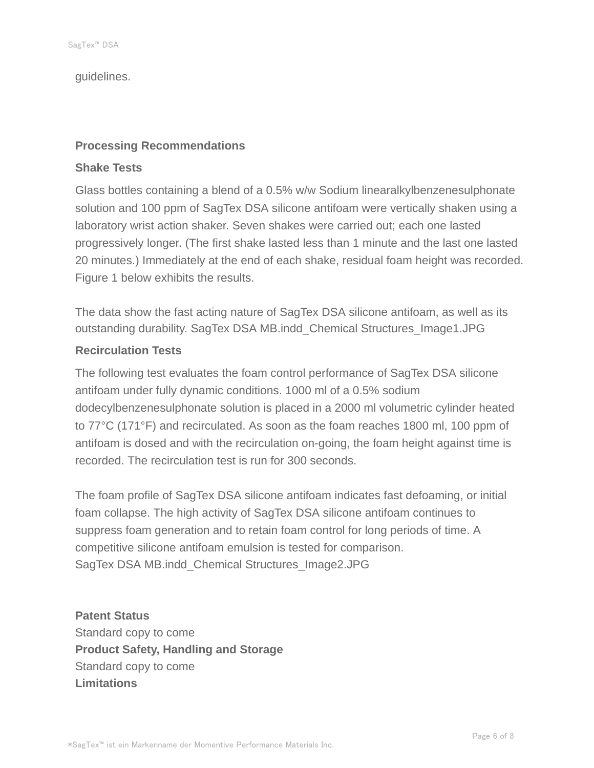guidelines.

## Processing Recommendations

### Shake Tests

Glass bottles containing a blend of a 0.5% w/w Sodium linearalkylbenzenesulphonate solution and 100 ppm of SagTex DSA silicone antifoam were vertically shaken using a laboratory wrist action shaker. Seven shakes were carried out; each one lasted progressively longer. (The first shake lasted less than 1 minute and the last one lasted 20 minutes.) Immediately at the end of each shake, residual foam height was recorded. Figure 1 below exhibits the results.

The data show the fast acting nature of SagTex DSA silicone antifoam, as well as its outstanding durability. SagTex DSA MB.indd_Chemical Structures_Image1.JPG

### Recirculation Tests

The following test evaluates the foam control performance of SagTex DSA silicone antifoam under fully dynamic conditions. 1000 ml of a 0.5% sodium dodecylbenzenesulphonate solution is placed in a 2000 ml volumetric cylinder heated to 77°C (171°F) and recirculated. As soon as the foam reaches 1800 ml, 100 ppm of antifoam is dosed and with the recirculation on-going, the foam height against time is recorded. The recirculation test is run for 300 seconds.

The foam profile of SagTex DSA silicone antifoam indicates fast defoaming, or initial foam collapse. The high activity of SagTex DSA silicone antifoam continues to suppress foam generation and to retain foam control for long periods of time. A competitive silicone antifoam emulsion is tested for comparison.
SagTex DSA MB.indd_Chemical Structures_Image2.JPG

**Patent Status**
Standard copy to come
**Product Safety, Handling and Storage**
Standard copy to come
**Limitations**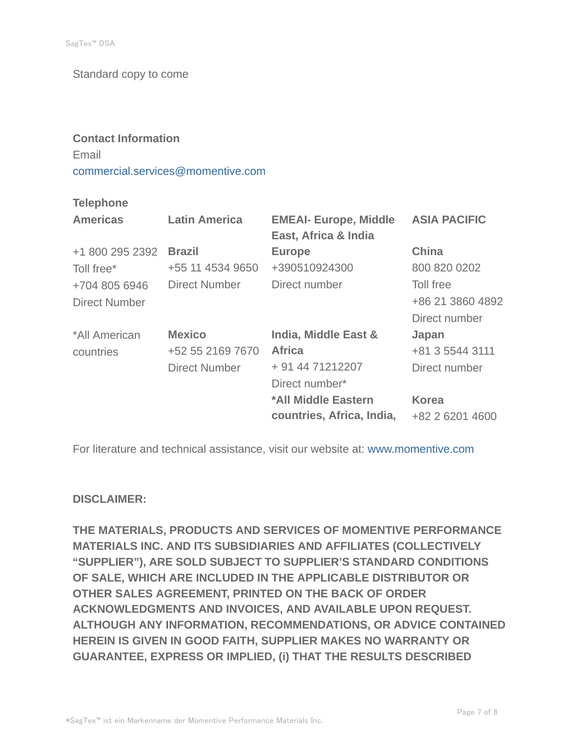Standard copy to come

**Contact Information**

Email

commercial.services@momentive.com

**Telephone**

| **Americas** | **Latin America** | **EMEAI- Europe, Middle East, Africa & India** | **ASIA PACIFIC** |
| --- | --- | --- | --- |
| +1 800 295 2392<br>Toll free*<br>+704 805 6946<br>Direct Number | **Brazil**<br>+55 11 4534 9650<br>Direct Number | **Europe**<br>+390510924300<br>Direct number | **China**<br>800 820 0202<br>Toll free<br>+86 21 3860 4892<br>Direct number |
| *All American countries | **Mexico**<br>+52 55 2169 7670<br>Direct Number | **India, Middle East & Africa**<br>+ 91 44 71212207<br>Direct number* | **Japan**<br>+81 3 5544 3111<br>Direct number |
| | | ***All Middle Eastern countries, Africa, India,** | **Korea**<br>+82 2 6201 4600 |

For literature and technical assistance, visit our website at: www.momentive.com

**DISCLAIMER:**

**THE MATERIALS, PRODUCTS AND SERVICES OF MOMENTIVE PERFORMANCE MATERIALS INC. AND ITS SUBSIDIARIES AND AFFILIATES (COLLECTIVELY "SUPPLIER"), ARE SOLD SUBJECT TO SUPPLIER'S STANDARD CONDITIONS OF SALE, WHICH ARE INCLUDED IN THE APPLICABLE DISTRIBUTOR OR OTHER SALES AGREEMENT, PRINTED ON THE BACK OF ORDER ACKNOWLEDGMENTS AND INVOICES, AND AVAILABLE UPON REQUEST. ALTHOUGH ANY INFORMATION, RECOMMENDATIONS, OR ADVICE CONTAINED HEREIN IS GIVEN IN GOOD FAITH, SUPPLIER MAKES NO WARRANTY OR GUARANTEE, EXPRESS OR IMPLIED, (i) THAT THE RESULTS DESCRIBED**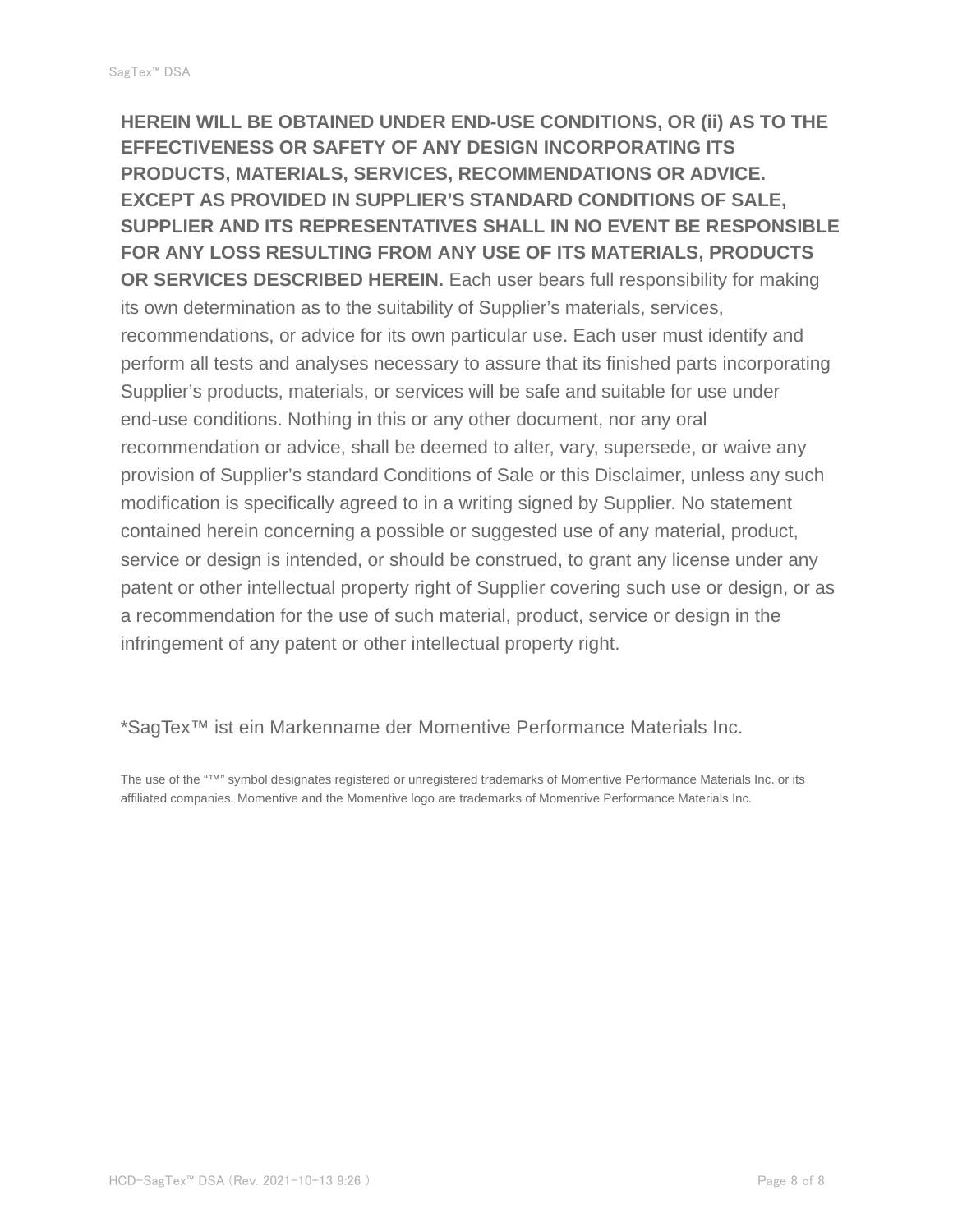**HEREIN WILL BE OBTAINED UNDER END-USE CONDITIONS, OR (ii) AS TO THE EFFECTIVENESS OR SAFETY OF ANY DESIGN INCORPORATING ITS PRODUCTS, MATERIALS, SERVICES, RECOMMENDATIONS OR ADVICE. EXCEPT AS PROVIDED IN SUPPLIER'S STANDARD CONDITIONS OF SALE, SUPPLIER AND ITS REPRESENTATIVES SHALL IN NO EVENT BE RESPONSIBLE FOR ANY LOSS RESULTING FROM ANY USE OF ITS MATERIALS, PRODUCTS OR SERVICES DESCRIBED HEREIN.** Each user bears full responsibility for making its own determination as to the suitability of Supplier's materials, services, recommendations, or advice for its own particular use. Each user must identify and perform all tests and analyses necessary to assure that its finished parts incorporating Supplier's products, materials, or services will be safe and suitable for use under end-use conditions. Nothing in this or any other document, nor any oral recommendation or advice, shall be deemed to alter, vary, supersede, or waive any provision of Supplier's standard Conditions of Sale or this Disclaimer, unless any such modification is specifically agreed to in a writing signed by Supplier. No statement contained herein concerning a possible or suggested use of any material, product, service or design is intended, or should be construed, to grant any license under any patent or other intellectual property right of Supplier covering such use or design, or as a recommendation for the use of such material, product, service or design in the infringement of any patent or other intellectual property right.

*SagTex™ ist ein Markenname der Momentive Performance Materials Inc.

The use of the "™" symbol designates registered or unregistered trademarks of Momentive Performance Materials Inc. or its affiliated companies. Momentive and the Momentive logo are trademarks of Momentive Performance Materials Inc.